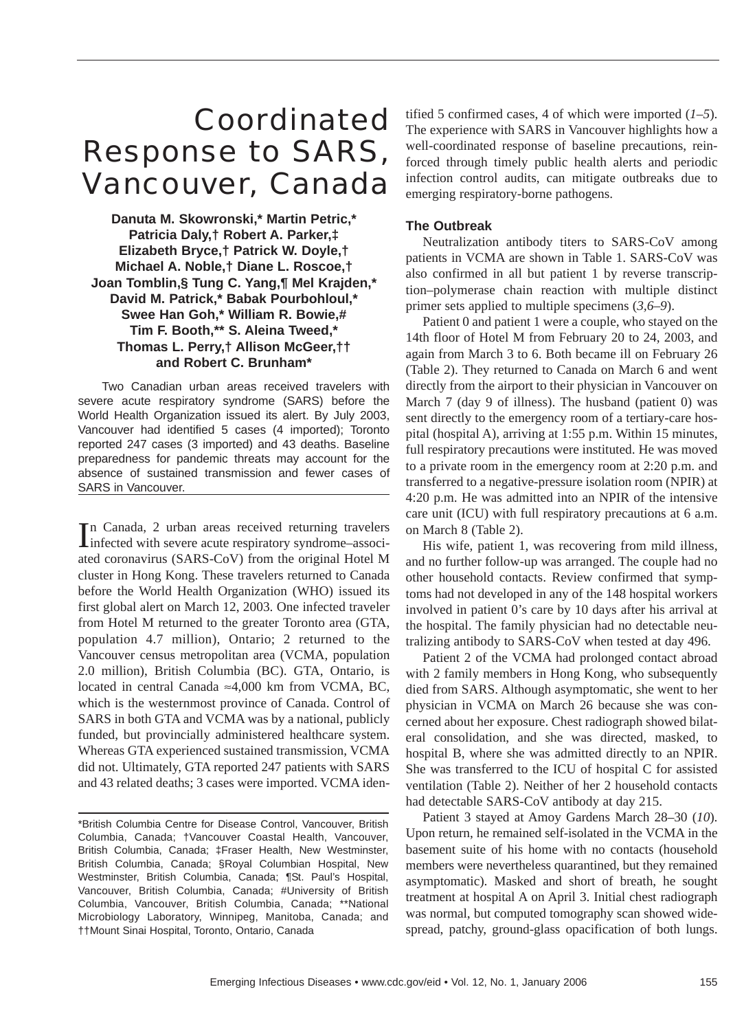# Coordinated Response to SARS, Vancouver, Canada

**Danuta M. Skowronski,* Martin Petric,* Patricia Daly,† Robert A. Parker,‡ Elizabeth Bryce,† Patrick W. Doyle,† Michael A. Noble,† Diane L. Roscoe,† Joan Tomblin,§ Tung C. Yang,¶ Mel Krajden,* David M. Patrick,* Babak Pourbohloul,* Swee Han Goh,* William R. Bowie,# Tim F. Booth,** S. Aleina Tweed,* Thomas L. Perry,† Allison McGeer,†† and Robert C. Brunham***

Two Canadian urban areas received travelers with severe acute respiratory syndrome (SARS) before the World Health Organization issued its alert. By July 2003, Vancouver had identified 5 cases (4 imported); Toronto reported 247 cases (3 imported) and 43 deaths. Baseline preparedness for pandemic threats may account for the absence of sustained transmission and fewer cases of SARS in Vancouver.

In Canada, 2 urban areas received returning travelers infected with severe acute respiratory syndrome–associated coronavirus (SARS-CoV) from the original Hotel M cluster in Hong Kong. These travelers returned to Canada before the World Health Organization (WHO) issued its first global alert on March 12, 2003. One infected traveler from Hotel M returned to the greater Toronto area (GTA, population 4.7 million), Ontario; 2 returned to the Vancouver census metropolitan area (VCMA, population 2.0 million), British Columbia (BC). GTA, Ontario, is located in central Canada ≈4,000 km from VCMA, BC, which is the westernmost province of Canada. Control of SARS in both GTA and VCMA was by a national, publicly funded, but provincially administered healthcare system. Whereas GTA experienced sustained transmission, VCMA did not. Ultimately, GTA reported 247 patients with SARS and 43 related deaths; 3 cases were imported. VCMA identified 5 confirmed cases, 4 of which were imported (*1–5*). The experience with SARS in Vancouver highlights how a well-coordinated response of baseline precautions, reinforced through timely public health alerts and periodic infection control audits, can mitigate outbreaks due to emerging respiratory-borne pathogens.

*British Columbia Centre for Disease Control, Vancouver, British Columbia, Canada; †Vancouver Coastal Health, Vancouver, British Columbia, Canada; ‡Fraser Health, New Westminster, British Columbia, Canada; §Royal Columbian Hospital, New Westminster, British Columbia, Canada; ¶St. Paul's Hospital, Vancouver, British Columbia, Canada; #University of British Columbia, Vancouver, British Columbia, Canada; **National Microbiology Laboratory, Winnipeg, Manitoba, Canada; and ††Mount Sinai Hospital, Toronto, Ontario, Canada

## The Outbreak

Neutralization antibody titers to SARS-CoV among patients in VCMA are shown in Table 1. SARS-CoV was also confirmed in all but patient 1 by reverse transcription–polymerase chain reaction with multiple distinct primer sets applied to multiple specimens (*3,6–9*).

Patient 0 and patient 1 were a couple, who stayed on the 14th floor of Hotel M from February 20 to 24, 2003, and again from March 3 to 6. Both became ill on February 26 (Table 2). They returned to Canada on March 6 and went directly from the airport to their physician in Vancouver on March 7 (day 9 of illness). The husband (patient 0) was sent directly to the emergency room of a tertiary-care hospital (hospital A), arriving at 1:55 p.m. Within 15 minutes, full respiratory precautions were instituted. He was moved to a private room in the emergency room at 2:20 p.m. and transferred to a negative-pressure isolation room (NPIR) at 4:20 p.m. He was admitted into an NPIR of the intensive care unit (ICU) with full respiratory precautions at 6 a.m. on March 8 (Table 2).

His wife, patient 1, was recovering from mild illness, and no further follow-up was arranged. The couple had no other household contacts. Review confirmed that symptoms had not developed in any of the 148 hospital workers involved in patient 0's care by 10 days after his arrival at the hospital. The family physician had no detectable neutralizing antibody to SARS-CoV when tested at day 496.

Patient 2 of the VCMA had prolonged contact abroad with 2 family members in Hong Kong, who subsequently died from SARS. Although asymptomatic, she went to her physician in VCMA on March 26 because she was concerned about her exposure. Chest radiograph showed bilateral consolidation, and she was directed, masked, to hospital B, where she was admitted directly to an NPIR. She was transferred to the ICU of hospital C for assisted ventilation (Table 2). Neither of her 2 household contacts had detectable SARS-CoV antibody at day 215.

Patient 3 stayed at Amoy Gardens March 28–30 (*10*). Upon return, he remained self-isolated in the VCMA in the basement suite of his home with no contacts (household members were nevertheless quarantined, but they remained asymptomatic). Masked and short of breath, he sought treatment at hospital A on April 3. Initial chest radiograph was normal, but computed tomography scan showed widespread, patchy, ground-glass opacification of both lungs.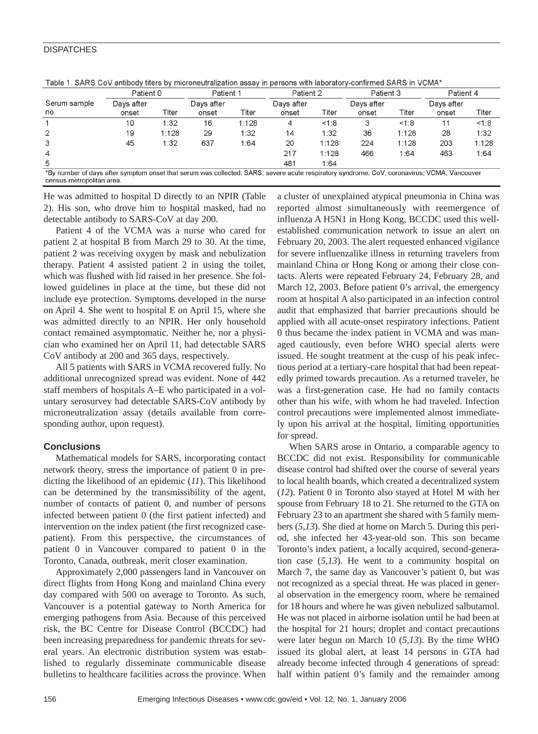Table 1. SARS CoV antibody titers by microneutralization assay in persons with laboratory-confirmed SARS in VCMA*

| Serum sample no. | Patient 0 | | Patient 1 | | Patient 2 | | Patient 3 | | Patient 4 | |
|---|---|---|---|---|---|---|---|---|---|---|
| | Days after onset | Titer | Days after onset | Titer | Days after onset | Titer | Days after onset | Titer | Days after onset | Titer |
| 1 | 10 | 1:32 | 16 | 1:128 | 4 | <1:8 | 3 | <1:8 | 11 | <1:8 |
| 2 | 19 | 1:128 | 29 | 1:32 | 14 | 1:32 | 36 | 1:128 | 28 | 1:32 |
| 3 | 45 | 1:32 | 637 | 1:64 | 20 | 1:128 | 224 | 1:128 | 203 | 1:128 |
| 4 | | | | | 217 | 1:128 | 466 | 1:64 | 463 | 1:64 |
| 5 | | | | | 481 | 1:64 | | | | |

*By number of days after symptom onset that serum was collected. SARS, severe acute respiratory syndrome; CoV, coronavirus; VCMA, Vancouver census metropolitan area.

He was admitted to hospital D directly to an NPIR (Table 2). His son, who drove him to hospital masked, had no detectable antibody to SARS-CoV at day 200.

Patient 4 of the VCMA was a nurse who cared for patient 2 at hospital B from March 29 to 30. At the time, patient 2 was receiving oxygen by mask and nebulization therapy. Patient 4 assisted patient 2 in using the toilet, which was flushed with lid raised in her presence. She followed guidelines in place at the time, but these did not include eye protection. Symptoms developed in the nurse on April 4. She went to hospital E on April 15, where she was admitted directly to an NPIR. Her only household contact remained asymptomatic. Neither he, nor a physician who examined her on April 11, had detectable SARS CoV antibody at 200 and 365 days, respectively.

All 5 patients with SARS in VCMA recovered fully. No additional unrecognized spread was evident. None of 442 staff members of hospitals A–E who participated in a voluntary serosurvey had detectable SARS-CoV antibody by microneutralization assay (details available from corresponding author, upon request).

## Conclusions

Mathematical models for SARS, incorporating contact network theory, stress the importance of patient 0 in predicting the likelihood of an epidemic (*11*). This likelihood can be determined by the transmissibility of the agent, number of contacts of patient 0, and number of persons infected between patient 0 (the first patient infected) and intervention on the index patient (the first recognized case-patient). From this perspective, the circumstances of patient 0 in Vancouver compared to patient 0 in the Toronto, Canada, outbreak, merit closer examination.

Approximately 2,000 passengers land in Vancouver on direct flights from Hong Kong and mainland China every day compared with 500 on average to Toronto. As such, Vancouver is a potential gateway to North America for emerging pathogens from Asia. Because of this perceived risk, the BC Centre for Disease Control (BCCDC) had been increasing preparedness for pandemic threats for several years. An electronic distribution system was established to regularly disseminate communicable disease bulletins to healthcare facilities across the province. When a cluster of unexplained atypical pneumonia in China was reported almost simultaneously with reemergence of influenza A H5N1 in Hong Kong, BCCDC used this well-established communication network to issue an alert on February 20, 2003. The alert requested enhanced vigilance for severe influenzalike illness in returning travelers from mainland China or Hong Kong or among their close contacts. Alerts were repeated February 24, February 28, and March 12, 2003. Before patient 0's arrival, the emergency room at hospital A also participated in an infection control audit that emphasized that barrier precautions should be applied with all acute-onset respiratory infections. Patient 0 thus became the index patient in VCMA and was managed cautiously, even before WHO special alerts were issued. He sought treatment at the cusp of his peak infectious period at a tertiary-care hospital that had been repeatedly primed towards precaution. As a returned traveler, he was a first-generation case. He had no family contacts other than his wife, with whom he had traveled. Infection control precautions were implemented almost immediately upon his arrival at the hospital, limiting opportunities for spread.

When SARS arose in Ontario, a comparable agency to BCCDC did not exist. Responsibility for communicable disease control had shifted over the course of several years to local health boards, which created a decentralized system (*12*). Patient 0 in Toronto also stayed at Hotel M with her spouse from February 18 to 21. She returned to the GTA on February 23 to an apartment she shared with 5 family members (*5,13*). She died at home on March 5. During this period, she infected her 43-year-old son. This son became Toronto's index patient, a locally acquired, second-generation case (*5,13*). He went to a community hospital on March 7, the same day as Vancouver's patient 0, but was not recognized as a special threat. He was placed in general observation in the emergency room, where he remained for 18 hours and where he was given nebulized salbutamol. He was not placed in airborne isolation until he had been at the hospital for 21 hours; droplet and contact precautions were later begun on March 10 (*5,13*). By the time WHO issued its global alert, at least 14 persons in GTA had already become infected through 4 generations of spread: half within patient 0's family and the remainder among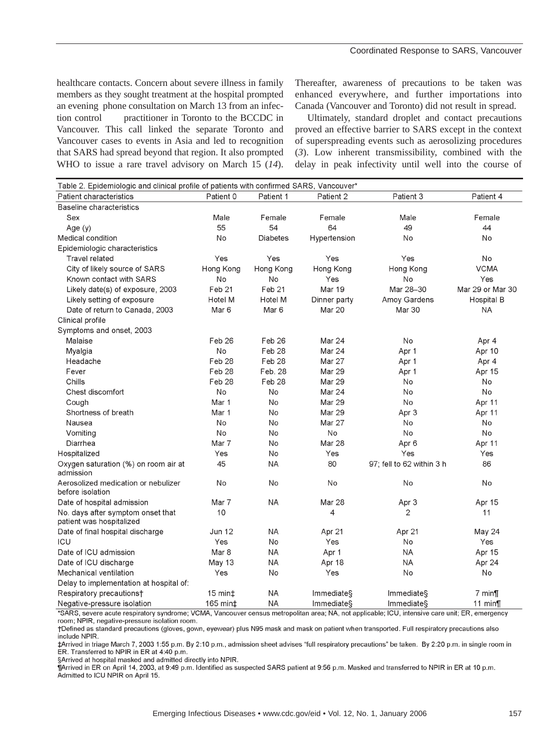healthcare contacts. Concern about severe illness in family members as they sought treatment at the hospital prompted an evening phone consultation on March 13 from an infection control practitioner in Toronto to the BCCDC in Vancouver. This call linked the separate Toronto and Vancouver cases to events in Asia and led to recognition that SARS had spread beyond that region. It also prompted WHO to issue a rare travel advisory on March 15 (*14*). Thereafter, awareness of precautions to be taken was enhanced everywhere, and further importations into Canada (Vancouver and Toronto) did not result in spread.

Ultimately, standard droplet and contact precautions proved an effective barrier to SARS except in the context of superspreading events such as aerosolizing procedures (*3*). Low inherent transmissibility, combined with the delay in peak infectivity until well into the course of

Table 2. Epidemiologic and clinical profile of patients with confirmed SARS, Vancouver*

| Patient characteristics | Patient 0 | Patient 1 | Patient 2 | Patient 3 | Patient 4 |
|---|---|---|---|---|---|
| Baseline characteristics | | | | | |
| Sex | Male | Female | Female | Male | Female |
| Age (y) | 55 | 54 | 64 | 49 | 44 |
| Medical condition | No | Diabetes | Hypertension | No | No |
| Epidemiologic characteristics | | | | | |
| Travel related | Yes | Yes | Yes | Yes | No |
| City of likely source of SARS | Hong Kong | Hong Kong | Hong Kong | Hong Kong | VCMA |
| Known contact with SARS | No | No | Yes | No | Yes |
| Likely date(s) of exposure, 2003 | Feb 21 | Feb 21 | Mar 19 | Mar 28–30 | Mar 29 or Mar 30 |
| Likely setting of exposure | Hotel M | Hotel M | Dinner party | Amoy Gardens | Hospital B |
| Date of return to Canada, 2003 | Mar 6 | Mar 6 | Mar 20 | Mar 30 | NA |
| Clinical profile | | | | | |
| Symptoms and onset, 2003 | | | | | |
| Malaise | Feb 26 | Feb 26 | Mar 24 | No | Apr 4 |
| Myalgia | No | Feb 28 | Mar 24 | Apr 1 | Apr 10 |
| Headache | Feb 28 | Feb 28 | Mar 27 | Apr 1 | Apr 4 |
| Fever | Feb 28 | Feb. 28 | Mar 29 | Apr 1 | Apr 15 |
| Chills | Feb 28 | Feb 28 | Mar 29 | No | No |
| Chest discomfort | No | No | Mar 24 | No | No |
| Cough | Mar 1 | No | Mar 29 | No | Apr 11 |
| Shortness of breath | Mar 1 | No | Mar 29 | Apr 3 | Apr 11 |
| Nausea | No | No | Mar 27 | No | No |
| Vomiting | No | No | No | No | No |
| Diarrhea | Mar 7 | No | Mar 28 | Apr 6 | Apr 11 |
| Hospitalized | Yes | No | Yes | Yes | Yes |
| Oxygen saturation (%) on room air at admission | 45 | NA | 80 | 97; fell to 62 within 3 h | 86 |
| Aerosolized medication or nebulizer before isolation | No | No | No | No | No |
| Date of hospital admission | Mar 7 | NA | Mar 28 | Apr 3 | Apr 15 |
| No. days after symptom onset that patient was hospitalized | 10 | | 4 | 2 | 11 |
| Date of final hospital discharge | Jun 12 | NA | Apr 21 | Apr 21 | May 24 |
| ICU | Yes | No | Yes | No | Yes |
| Date of ICU admission | Mar 8 | NA | Apr 1 | NA | Apr 15 |
| Date of ICU discharge | May 13 | NA | Apr 18 | NA | Apr 24 |
| Mechanical ventilation | Yes | No | Yes | No | No |
| Delay to implementation at hospital of: | | | | | |
| Respiratory precautions† | 15 min‡ | NA | Immediate§ | Immediate§ | 7 min¶ |
| Negative-pressure isolation | 165 min‡ | NA | Immediate§ | Immediate§ | 11 min¶ |

*SARS, severe acute respiratory syndrome; VCMA, Vancouver census metropolitan area; NA, not applicable; ICU, intensive care unit; ER, emergency room; NPIR, negative-pressure isolation room.
†Defined as standard precautions (gloves, gown, eyewear) plus N95 mask and mask on patient when transported. Full respiratory precautions also include NPIR.
‡Arrived in triage March 7, 2003 1:55 p.m. By 2:10 p.m., admission sheet advises "full respiratory precautions" be taken. By 2:20 p.m. in single room in ER. Transferred to NPIR in ER at 4:40 p.m.
§Arrived at hospital masked and admitted directly into NPIR.
¶Arrived in ER on April 14, 2003, at 9:49 p.m. Identified as suspected SARS patient at 9:56 p.m. Masked and transferred to NPIR in ER at 10 p.m. Admitted to ICU NPIR on April 15.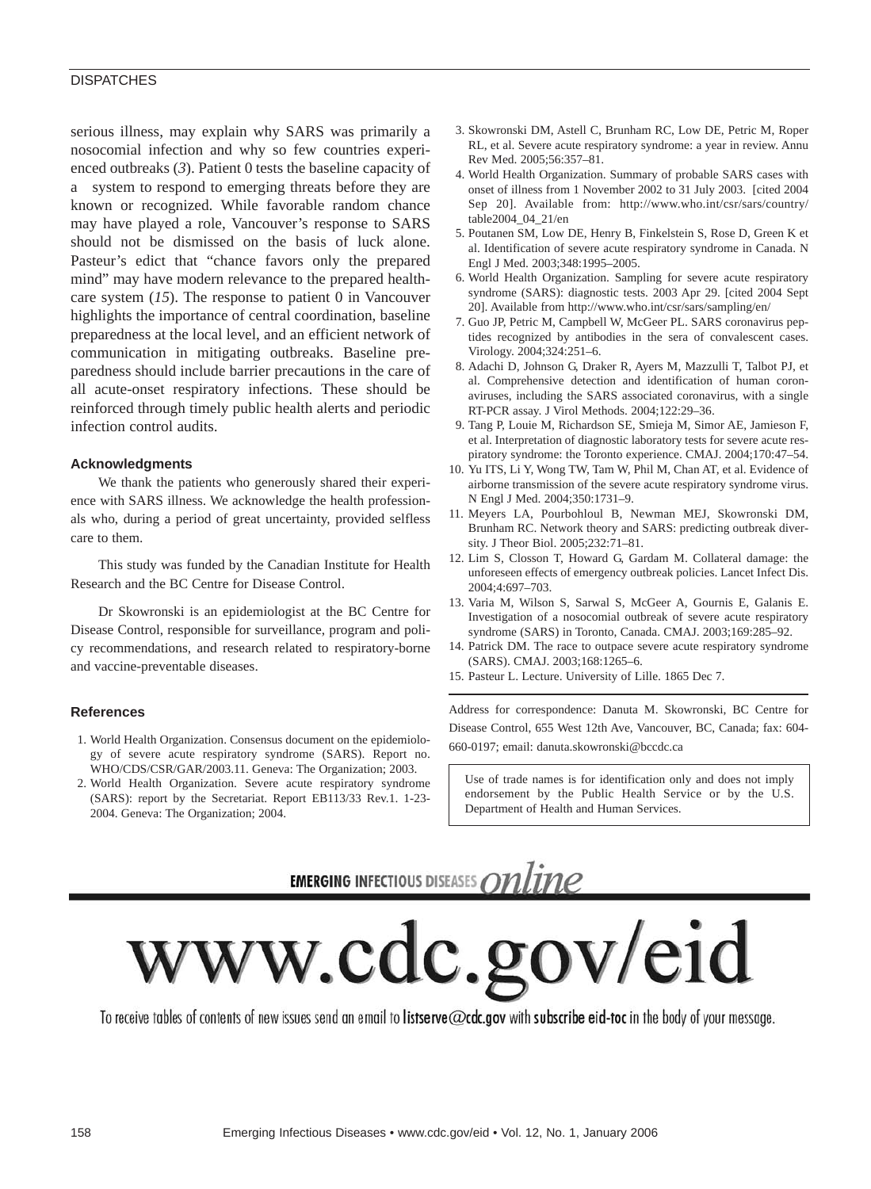serious illness, may explain why SARS was primarily a nosocomial infection and why so few countries experienced outbreaks (*3*). Patient 0 tests the baseline capacity of a system to respond to emerging threats before they are known or recognized. While favorable random chance may have played a role, Vancouver's response to SARS should not be dismissed on the basis of luck alone. Pasteur's edict that "chance favors only the prepared mind" may have modern relevance to the prepared health-care system (*15*). The response to patient 0 in Vancouver highlights the importance of central coordination, baseline preparedness at the local level, and an efficient network of communication in mitigating outbreaks. Baseline preparedness should include barrier precautions in the care of all acute-onset respiratory infections. These should be reinforced through timely public health alerts and periodic infection control audits.

### Acknowledgments

We thank the patients who generously shared their experience with SARS illness. We acknowledge the health professionals who, during a period of great uncertainty, provided selfless care to them.

This study was funded by the Canadian Institute for Health Research and the BC Centre for Disease Control.

Dr Skowronski is an epidemiologist at the BC Centre for Disease Control, responsible for surveillance, program and policy recommendations, and research related to respiratory-borne and vaccine-preventable diseases.

### References

1. World Health Organization. Consensus document on the epidemiology of severe acute respiratory syndrome (SARS). Report no. WHO/CDS/CSR/GAR/2003.11. Geneva: The Organization; 2003.
2. World Health Organization. Severe acute respiratory syndrome (SARS): report by the Secretariat. Report EB113/33 Rev.1. 1-23-2004. Geneva: The Organization; 2004.
3. Skowronski DM, Astell C, Brunham RC, Low DE, Petric M, Roper RL, et al. Severe acute respiratory syndrome: a year in review. Annu Rev Med. 2005;56:357–81.
4. World Health Organization. Summary of probable SARS cases with onset of illness from 1 November 2002 to 31 July 2003. [cited 2004 Sep 20]. Available from: http://www.who.int/csr/sars/country/table2004_04_21/en
5. Poutanen SM, Low DE, Henry B, Finkelstein S, Rose D, Green K et al. Identification of severe acute respiratory syndrome in Canada. N Engl J Med. 2003;348:1995–2005.
6. World Health Organization. Sampling for severe acute respiratory syndrome (SARS): diagnostic tests. 2003 Apr 29. [cited 2004 Sept 20]. Available from http://www.who.int/csr/sars/sampling/en/
7. Guo JP, Petric M, Campbell W, McGeer PL. SARS coronavirus peptides recognized by antibodies in the sera of convalescent cases. Virology. 2004;324:251–6.
8. Adachi D, Johnson G, Draker R, Ayers M, Mazzulli T, Talbot PJ, et al. Comprehensive detection and identification of human coronaviruses, including the SARS associated coronavirus, with a single RT-PCR assay. J Virol Methods. 2004;122:29–36.
9. Tang P, Louie M, Richardson SE, Smieja M, Simor AE, Jamieson F, et al. Interpretation of diagnostic laboratory tests for severe acute respiratory syndrome: the Toronto experience. CMAJ. 2004;170:47–54.
10. Yu ITS, Li Y, Wong TW, Tam W, Phil M, Chan AT, et al. Evidence of airborne transmission of the severe acute respiratory syndrome virus. N Engl J Med. 2004;350:1731–9.
11. Meyers LA, Pourbohloul B, Newman MEJ, Skowronski DM, Brunham RC. Network theory and SARS: predicting outbreak diversity. J Theor Biol. 2005;232:71–81.
12. Lim S, Closson T, Howard G, Gardam M. Collateral damage: the unforeseen effects of emergency outbreak policies. Lancet Infect Dis. 2004;4:697–703.
13. Varia M, Wilson S, Sarwal S, McGeer A, Gournis E, Galanis E. Investigation of a nosocomial outbreak of severe acute respiratory syndrome (SARS) in Toronto, Canada. CMAJ. 2003;169:285–92.
14. Patrick DM. The race to outpace severe acute respiratory syndrome (SARS). CMAJ. 2003;168:1265–6.
15. Pasteur L. Lecture. University of Lille. 1865 Dec 7.

Address for correspondence: Danuta M. Skowronski, BC Centre for Disease Control, 655 West 12th Ave, Vancouver, BC, Canada; fax: 604-660-0197; email: danuta.skowronski@bccdc.ca

Use of trade names is for identification only and does not imply endorsement by the Public Health Service or by the U.S. Department of Health and Human Services.

EMERGING INFECTIOUS DISEASES *online*

# www.cdc.gov/eid

To receive tables of contents of new issues send an email to **listserve@cdc.gov** with **subscribe eid-toc** in the body of your message.